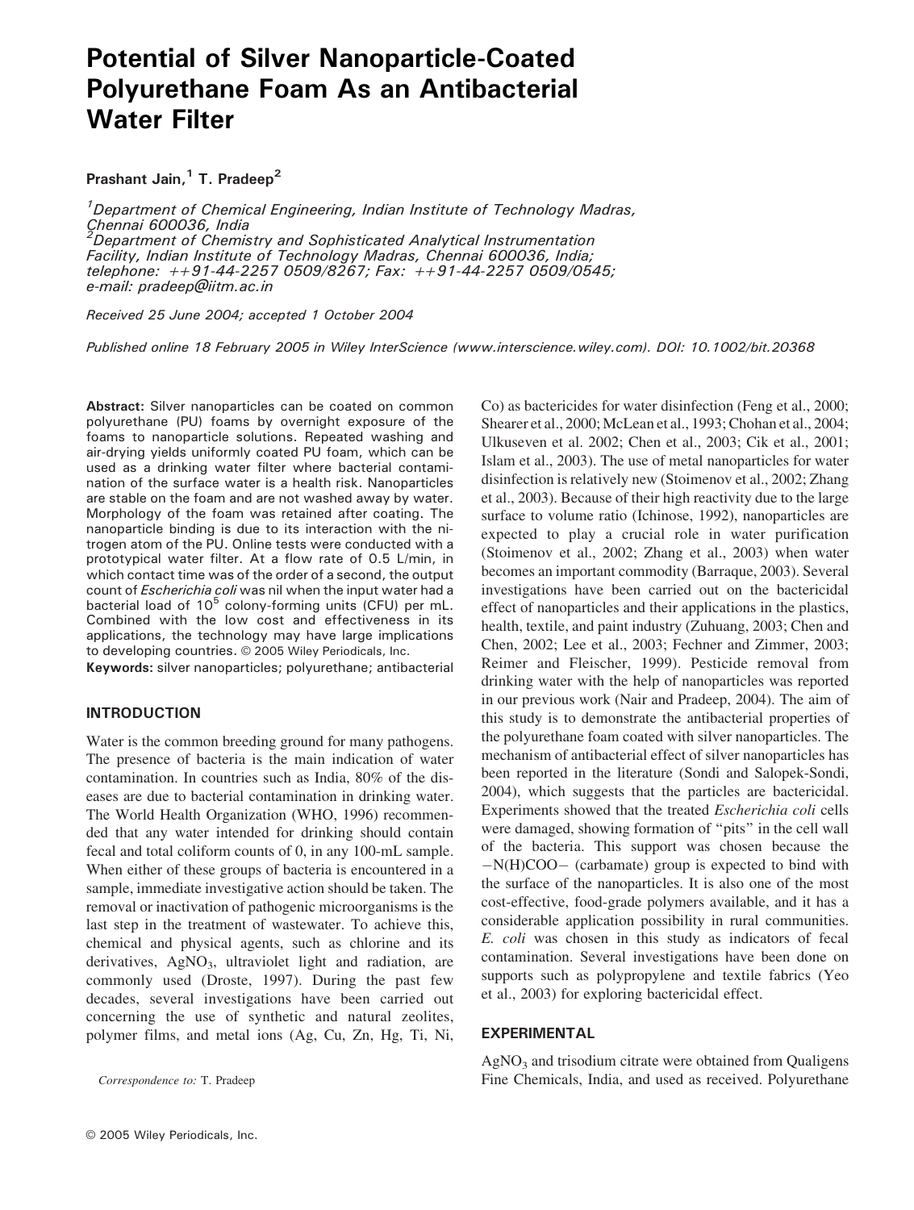# Potential of Silver Nanoparticle-Coated Polyurethane Foam As an Antibacterial Water Filter

**Prashant Jain,[1] T. Pradeep[2]**

*[1]Department of Chemical Engineering, Indian Institute of Technology Madras, Chennai 600036, India*
*[2]Department of Chemistry and Sophisticated Analytical Instrumentation Facility, Indian Institute of Technology Madras, Chennai 600036, India; telephone: ++91-44-2257 0509/8267; Fax: ++91-44-2257 0509/0545; e-mail: pradeep@iitm.ac.in*

*Received 25 June 2004; accepted 1 October 2004*

*Published online 18 February 2005 in Wiley InterScience (www.interscience.wiley.com). DOI: 10.1002/bit.20368*

**Abstract:** Silver nanoparticles can be coated on common polyurethane (PU) foams by overnight exposure of the foams to nanoparticle solutions. Repeated washing and air-drying yields uniformly coated PU foam, which can be used as a drinking water filter where bacterial contamination of the surface water is a health risk. Nanoparticles are stable on the foam and are not washed away by water. Morphology of the foam was retained after coating. The nanoparticle binding is due to its interaction with the nitrogen atom of the PU. Online tests were conducted with a prototypical water filter. At a flow rate of 0.5 L/min, in which contact time was of the order of a second, the output count of *Escherichia coli* was nil when the input water had a bacterial load of $10^5$ colony-forming units (CFU) per mL. Combined with the low cost and effectiveness in its applications, the technology may have large implications to developing countries. © 2005 Wiley Periodicals, Inc.

**Keywords:** silver nanoparticles; polyurethane; antibacterial

## INTRODUCTION

Water is the common breeding ground for many pathogens. The presence of bacteria is the main indication of water contamination. In countries such as India, 80% of the diseases are due to bacterial contamination in drinking water. The World Health Organization (WHO, 1996) recommended that any water intended for drinking should contain fecal and total coliform counts of 0, in any 100-mL sample. When either of these groups of bacteria is encountered in a sample, immediate investigative action should be taken. The removal or inactivation of pathogenic microorganisms is the last step in the treatment of wastewater. To achieve this, chemical and physical agents, such as chlorine and its derivatives, $AgNO_3$, ultraviolet light and radiation, are commonly used (Droste, 1997). During the past few decades, several investigations have been carried out concerning the use of synthetic and natural zeolites, polymer films, and metal ions (Ag, Cu, Zn, Hg, Ti, Ni, Co) as bactericides for water disinfection (Feng et al., 2000; Shearer et al., 2000; McLean et al., 1993; Chohan et al., 2004; Ulkuseven et al. 2002; Chen et al., 2003; Cik et al., 2001; Islam et al., 2003). The use of metal nanoparticles for water disinfection is relatively new (Stoimenov et al., 2002; Zhang et al., 2003). Because of their high reactivity due to the large surface to volume ratio (Ichinose, 1992), nanoparticles are expected to play a crucial role in water purification (Stoimenov et al., 2002; Zhang et al., 2003) when water becomes an important commodity (Barraque, 2003). Several investigations have been carried out on the bactericidal effect of nanoparticles and their applications in the plastics, health, textile, and paint industry (Zuhuang, 2003; Chen and Chen, 2002; Lee et al., 2003; Fechner and Zimmer, 2003; Reimer and Fleischer, 1999). Pesticide removal from drinking water with the help of nanoparticles was reported in our previous work (Nair and Pradeep, 2004). The aim of this study is to demonstrate the antibacterial properties of the polyurethane foam coated with silver nanoparticles. The mechanism of antibacterial effect of silver nanoparticles has been reported in the literature (Sondi and Salopek-Sondi, 2004), which suggests that the particles are bactericidal. Experiments showed that the treated *Escherichia coli* cells were damaged, showing formation of "pits" in the cell wall of the bacteria. This support was chosen because the −N(H)COO− (carbamate) group is expected to bind with the surface of the nanoparticles. It is also one of the most cost-effective, food-grade polymers available, and it has a considerable application possibility in rural communities. *E. coli* was chosen in this study as indicators of fecal contamination. Several investigations have been done on supports such as polypropylene and textile fabrics (Yeo et al., 2003) for exploring bactericidal effect.

## EXPERIMENTAL

$AgNO_3$ and trisodium citrate were obtained from Qualigens Fine Chemicals, India, and used as received. Polyurethane

*Correspondence to:* T. Pradeep

© 2005 Wiley Periodicals, Inc.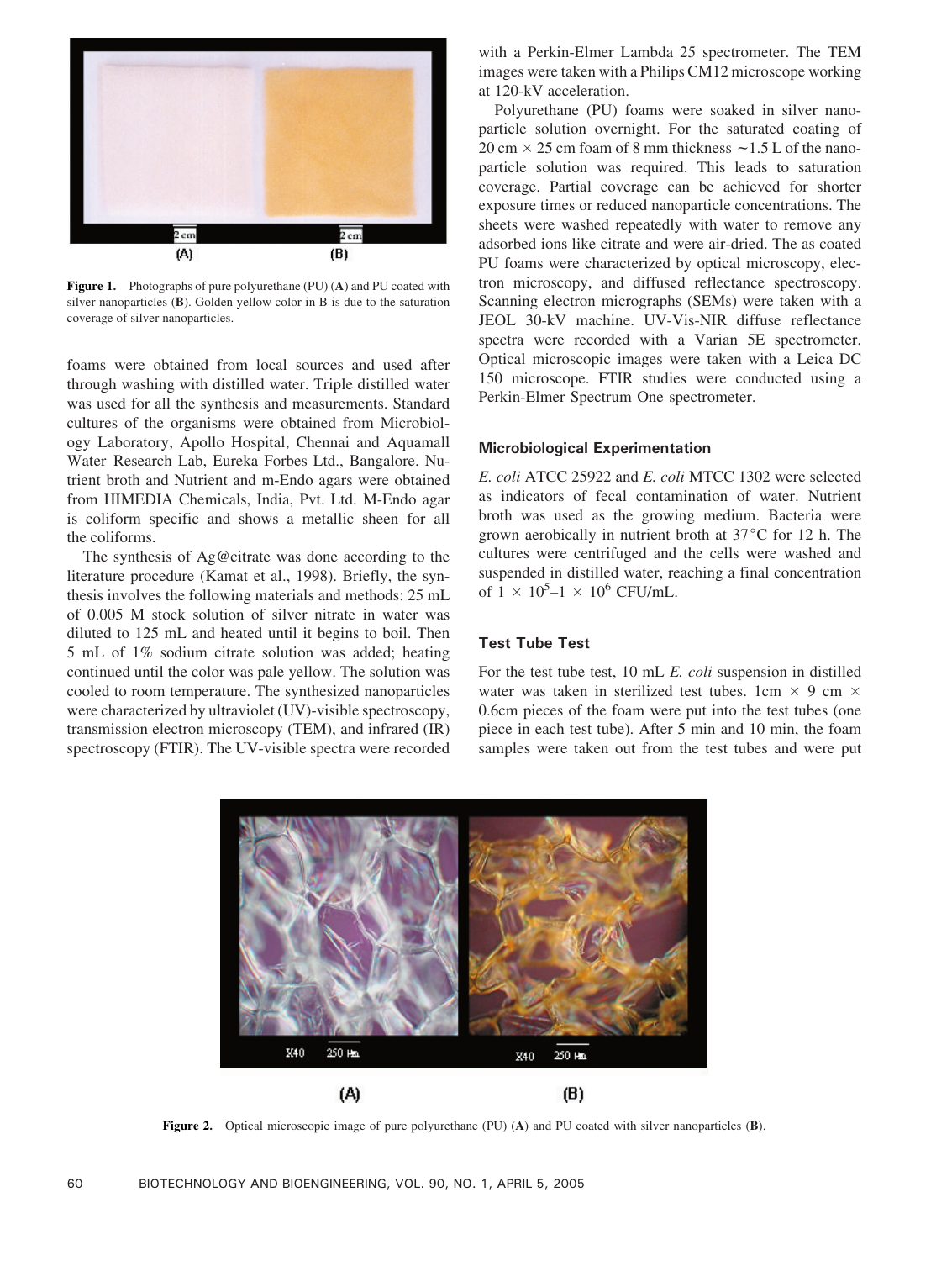Figure 1. Photographs of pure polyurethane (PU) (**A**) and PU coated with silver nanoparticles (**B**). Golden yellow color in B is due to the saturation coverage of silver nanoparticles.

foams were obtained from local sources and used after through washing with distilled water. Triple distilled water was used for all the synthesis and measurements. Standard cultures of the organisms were obtained from Microbiology Laboratory, Apollo Hospital, Chennai and Aquamall Water Research Lab, Eureka Forbes Ltd., Bangalore. Nutrient broth and Nutrient and m-Endo agars were obtained from HIMEDIA Chemicals, India, Pvt. Ltd. M-Endo agar is coliform specific and shows a metallic sheen for all the coliforms.

The synthesis of Ag@citrate was done according to the literature procedure (Kamat et al., 1998). Briefly, the synthesis involves the following materials and methods: 25 mL of 0.005 M stock solution of silver nitrate in water was diluted to 125 mL and heated until it begins to boil. Then 5 mL of 1% sodium citrate solution was added; heating continued until the color was pale yellow. The solution was cooled to room temperature. The synthesized nanoparticles were characterized by ultraviolet (UV)-visible spectroscopy, transmission electron microscopy (TEM), and infrared (IR) spectroscopy (FTIR). The UV-visible spectra were recorded with a Perkin-Elmer Lambda 25 spectrometer. The TEM images were taken with a Philips CM12 microscope working at 120-kV acceleration.

Polyurethane (PU) foams were soaked in silver nanoparticle solution overnight. For the saturated coating of 20 cm × 25 cm foam of 8 mm thickness ~1.5 L of the nanoparticle solution was required. This leads to saturation coverage. Partial coverage can be achieved for shorter exposure times or reduced nanoparticle concentrations. The sheets were washed repeatedly with water to remove any adsorbed ions like citrate and were air-dried. The as coated PU foams were characterized by optical microscopy, electron microscopy, and diffused reflectance spectroscopy. Scanning electron micrographs (SEMs) were taken with a JEOL 30-kV machine. UV-Vis-NIR diffuse reflectance spectra were recorded with a Varian 5E spectrometer. Optical microscopic images were taken with a Leica DC 150 microscope. FTIR studies were conducted using a Perkin-Elmer Spectrum One spectrometer.

### Microbiological Experimentation

*E. coli* ATCC 25922 and *E. coli* MTCC 1302 were selected as indicators of fecal contamination of water. Nutrient broth was used as the growing medium. Bacteria were grown aerobically in nutrient broth at 37°C for 12 h. The cultures were centrifuged and the cells were washed and suspended in distilled water, reaching a final concentration of $1 \times 10^5$–$1 \times 10^6$ CFU/mL.

### Test Tube Test

For the test tube test, 10 mL *E. coli* suspension in distilled water was taken in sterilized test tubes. 1cm × 9 cm × 0.6cm pieces of the foam were put into the test tubes (one piece in each test tube). After 5 min and 10 min, the foam samples were taken out from the test tubes and were put

Figure 2. Optical microscopic image of pure polyurethane (PU) (**A**) and PU coated with silver nanoparticles (**B**).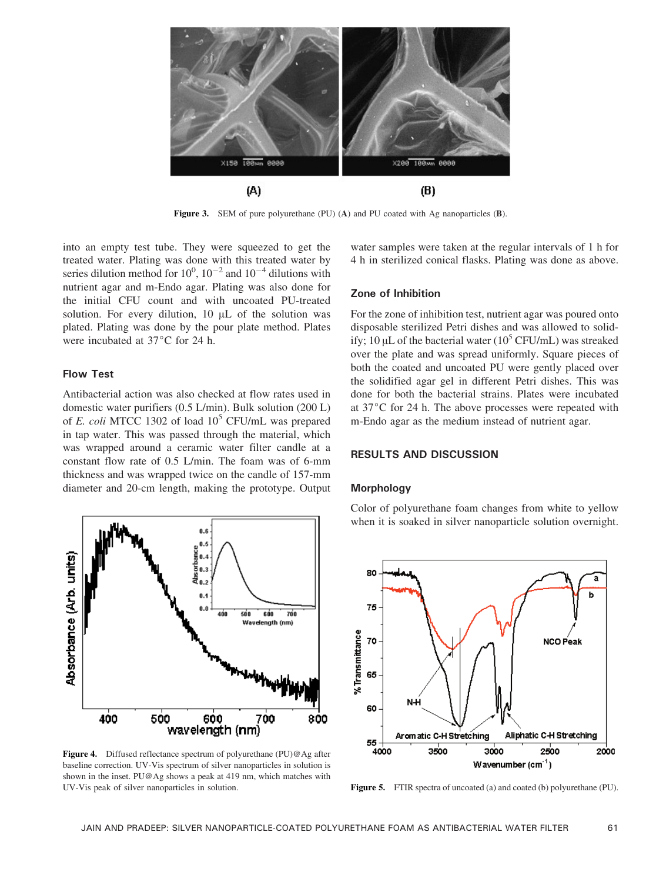Figure 3. SEM of pure polyurethane (PU) (**A**) and PU coated with Ag nanoparticles (**B**).

into an empty test tube. They were squeezed to get the treated water. Plating was done with this treated water by series dilution method for $10^0$, $10^{-2}$ and $10^{-4}$ dilutions with nutrient agar and m-Endo agar. Plating was also done for the initial CFU count and with uncoated PU-treated solution. For every dilution, 10 μL of the solution was plated. Plating was done by the pour plate method. Plates were incubated at 37°C for 24 h.

### Flow Test

Antibacterial action was also checked at flow rates used in domestic water purifiers (0.5 L/min). Bulk solution (200 L) of *E. coli* MTCC 1302 of load $10^5$ CFU/mL was prepared in tap water. This was passed through the material, which was wrapped around a ceramic water filter candle at a constant flow rate of 0.5 L/min. The foam was of 6-mm thickness and was wrapped twice on the candle of 157-mm diameter and 20-cm length, making the prototype. Output water samples were taken at the regular intervals of 1 h for 4 h in sterilized conical flasks. Plating was done as above.

### Zone of Inhibition

For the zone of inhibition test, nutrient agar was poured onto disposable sterilized Petri dishes and was allowed to solidify; 10 μL of the bacterial water ($10^5$ CFU/mL) was streaked over the plate and was spread uniformly. Square pieces of both the coated and uncoated PU were gently placed over the solidified agar gel in different Petri dishes. This was done for both the bacterial strains. Plates were incubated at 37°C for 24 h. The above processes were repeated with m-Endo agar as the medium instead of nutrient agar.

## RESULTS AND DISCUSSION

### Morphology

Color of polyurethane foam changes from white to yellow when it is soaked in silver nanoparticle solution overnight.

Figure 4. Diffused reflectance spectrum of polyurethane (PU)@Ag after baseline correction. UV-Vis spectrum of silver nanoparticles in solution is shown in the inset. PU@Ag shows a peak at 419 nm, which matches with UV-Vis peak of silver nanoparticles in solution.

Figure 5. FTIR spectra of uncoated (a) and coated (b) polyurethane (PU).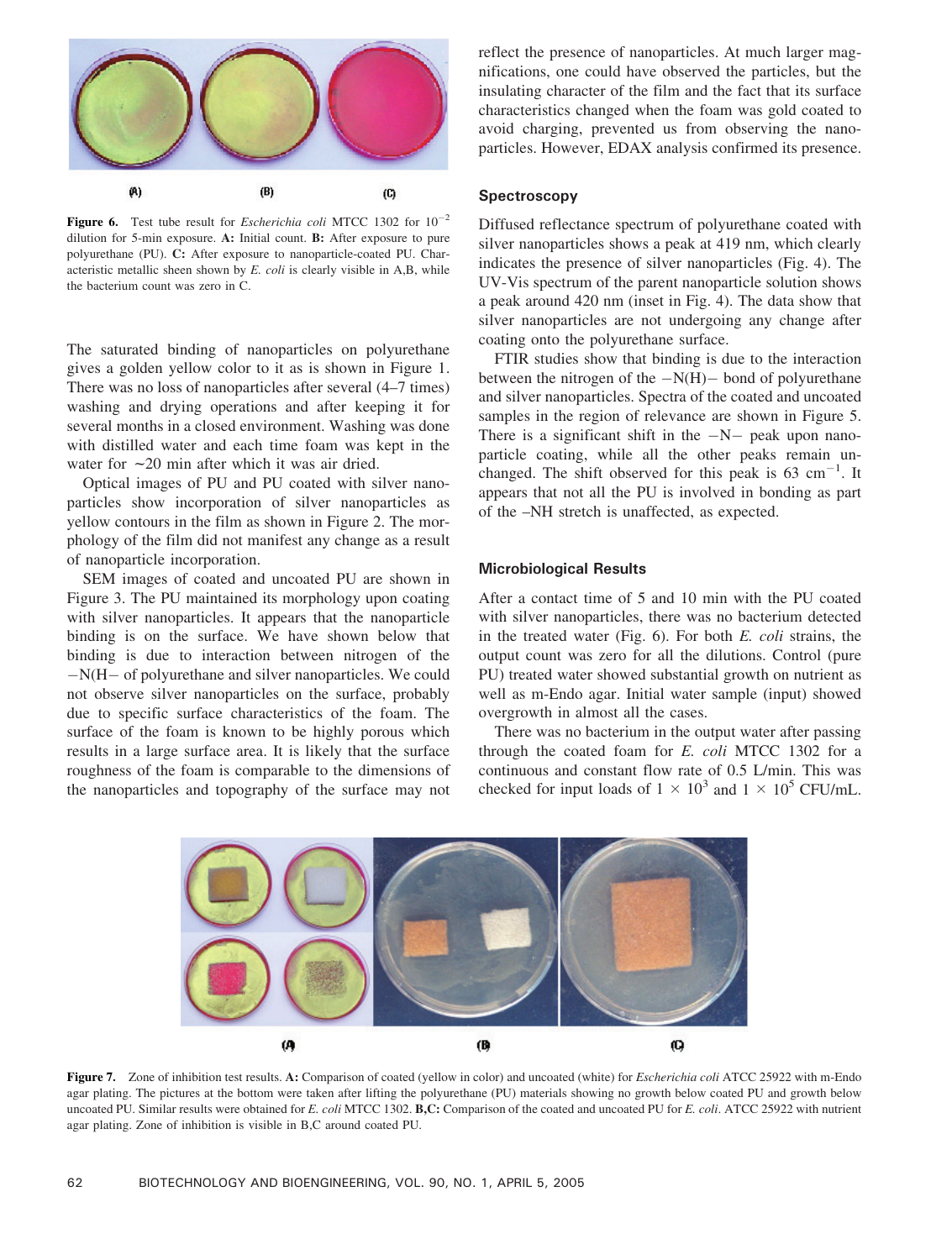Figure 6. Test tube result for *Escherichia coli* MTCC 1302 for $10^{-2}$ dilution for 5-min exposure. **A:** Initial count. **B:** After exposure to pure polyurethane (PU). **C:** After exposure to nanoparticle-coated PU. Characteristic metallic sheen shown by *E. coli* is clearly visible in A,B, while the bacterium count was zero in C.

The saturated binding of nanoparticles on polyurethane gives a golden yellow color to it as is shown in Figure 1. There was no loss of nanoparticles after several (4–7 times) washing and drying operations and after keeping it for several months in a closed environment. Washing was done with distilled water and each time foam was kept in the water for ~20 min after which it was air dried.

Optical images of PU and PU coated with silver nanoparticles show incorporation of silver nanoparticles as yellow contours in the film as shown in Figure 2. The morphology of the film did not manifest any change as a result of nanoparticle incorporation.

SEM images of coated and uncoated PU are shown in Figure 3. The PU maintained its morphology upon coating with silver nanoparticles. It appears that the nanoparticle binding is on the surface. We have shown below that binding is due to interaction between nitrogen of the −N(H− of polyurethane and silver nanoparticles. We could not observe silver nanoparticles on the surface, probably due to specific surface characteristics of the foam. The surface of the foam is known to be highly porous which results in a large surface area. It is likely that the surface roughness of the foam is comparable to the dimensions of the nanoparticles and topography of the surface may not reflect the presence of nanoparticles. At much larger magnifications, one could have observed the particles, but the insulating character of the film and the fact that its surface characteristics changed when the foam was gold coated to avoid charging, prevented us from observing the nanoparticles. However, EDAX analysis confirmed its presence.

### Spectroscopy

Diffused reflectance spectrum of polyurethane coated with silver nanoparticles shows a peak at 419 nm, which clearly indicates the presence of silver nanoparticles (Fig. 4). The UV-Vis spectrum of the parent nanoparticle solution shows a peak around 420 nm (inset in Fig. 4). The data show that silver nanoparticles are not undergoing any change after coating onto the polyurethane surface.

FTIR studies show that binding is due to the interaction between the nitrogen of the −N(H)− bond of polyurethane and silver nanoparticles. Spectra of the coated and uncoated samples in the region of relevance are shown in Figure 5. There is a significant shift in the −N− peak upon nanoparticle coating, while all the other peaks remain unchanged. The shift observed for this peak is 63 $cm^{-1}$. It appears that not all the PU is involved in bonding as part of the –NH stretch is unaffected, as expected.

### Microbiological Results

After a contact time of 5 and 10 min with the PU coated with silver nanoparticles, there was no bacterium detected in the treated water (Fig. 6). For both *E. coli* strains, the output count was zero for all the dilutions. Control (pure PU) treated water showed substantial growth on nutrient as well as m-Endo agar. Initial water sample (input) showed overgrowth in almost all the cases.

There was no bacterium in the output water after passing through the coated foam for *E. coli* MTCC 1302 for a continuous and constant flow rate of 0.5 L/min. This was checked for input loads of $1 \times 10^3$ and $1 \times 10^5$ CFU/mL.

Figure 7. Zone of inhibition test results. **A:** Comparison of coated (yellow in color) and uncoated (white) for *Escherichia coli* ATCC 25922 with m-Endo agar plating. The pictures at the bottom were taken after lifting the polyurethane (PU) materials showing no growth below coated PU and growth below uncoated PU. Similar results were obtained for *E. coli* MTCC 1302. **B,C:** Comparison of the coated and uncoated PU for *E. coli*. ATCC 25922 with nutrient agar plating. Zone of inhibition is visible in B,C around coated PU.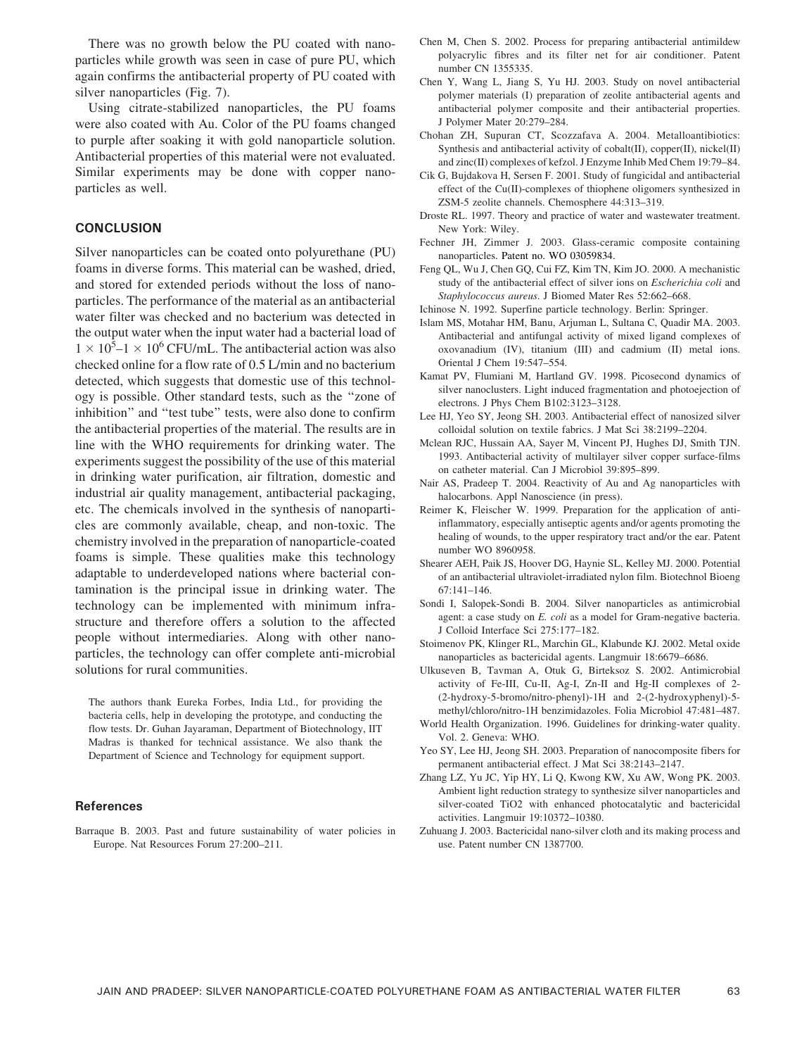There was no growth below the PU coated with nanoparticles while growth was seen in case of pure PU, which again confirms the antibacterial property of PU coated with silver nanoparticles (Fig. 7).

Using citrate-stabilized nanoparticles, the PU foams were also coated with Au. Color of the PU foams changed to purple after soaking it with gold nanoparticle solution. Antibacterial properties of this material were not evaluated. Similar experiments may be done with copper nanoparticles as well.

## CONCLUSION

Silver nanoparticles can be coated onto polyurethane (PU) foams in diverse forms. This material can be washed, dried, and stored for extended periods without the loss of nanoparticles. The performance of the material as an antibacterial water filter was checked and no bacterium was detected in the output water when the input water had a bacterial load of $1 \times 10^5$–$1 \times 10^6$ CFU/mL. The antibacterial action was also checked online for a flow rate of 0.5 L/min and no bacterium detected, which suggests that domestic use of this technology is possible. Other standard tests, such as the "zone of inhibition" and "test tube" tests, were also done to confirm the antibacterial properties of the material. The results are in line with the WHO requirements for drinking water. The experiments suggest the possibility of the use of this material in drinking water purification, air filtration, domestic and industrial air quality management, antibacterial packaging, etc. The chemicals involved in the synthesis of nanoparticles are commonly available, cheap, and non-toxic. The chemistry involved in the preparation of nanoparticle-coated foams is simple. These qualities make this technology adaptable to underdeveloped nations where bacterial contamination is the principal issue in drinking water. The technology can be implemented with minimum infrastructure and therefore offers a solution to the affected people without intermediaries. Along with other nanoparticles, the technology can offer complete anti-microbial solutions for rural communities.

The authors thank Eureka Forbes, India Ltd., for providing the bacteria cells, help in developing the prototype, and conducting the flow tests. Dr. Guhan Jayaraman, Department of Biotechnology, IIT Madras is thanked for technical assistance. We also thank the Department of Science and Technology for equipment support.

### References

Barraque B. 2003. Past and future sustainability of water policies in Europe. Nat Resources Forum 27:200–211.

Chen M, Chen S. 2002. Process for preparing antibacterial antimildew polyacrylic fibres and its filter net for air conditioner. Patent number CN 1355335.

Chen Y, Wang L, Jiang S, Yu HJ. 2003. Study on novel antibacterial polymer materials (I) preparation of zeolite antibacterial agents and antibacterial polymer composite and their antibacterial properties. J Polymer Mater 20:279–284.

Chohan ZH, Supuran CT, Scozzafava A. 2004. Metalloantibiotics: Synthesis and antibacterial activity of cobalt(II), copper(II), nickel(II) and zinc(II) complexes of kefzol. J Enzyme Inhib Med Chem 19:79–84.

Cik G, Bujdakova H, Sersen F. 2001. Study of fungicidal and antibacterial effect of the Cu(II)-complexes of thiophene oligomers synthesized in ZSM-5 zeolite channels. Chemosphere 44:313–319.

Droste RL. 1997. Theory and practice of water and wastewater treatment. New York: Wiley.

Fechner JH, Zimmer J. 2003. Glass-ceramic composite containing nanoparticles. Patent no. WO 03059834.

Feng QL, Wu J, Chen GQ, Cui FZ, Kim TN, Kim JO. 2000. A mechanistic study of the antibacterial effect of silver ions on *Escherichia coli* and *Staphylococcus aureus*. J Biomed Mater Res 52:662–668.

Ichinose N. 1992. Superfine particle technology. Berlin: Springer.

Islam MS, Motahar HM, Banu, Arjuman L, Sultana C, Quadir MA. 2003. Antibacterial and antifungal activity of mixed ligand complexes of oxovanadium (IV), titanium (III) and cadmium (II) metal ions. Oriental J Chem 19:547–554.

Kamat PV, Flumiani M, Hartland GV. 1998. Picosecond dynamics of silver nanoclusters. Light induced fragmentation and photoejection of electrons. J Phys Chem B102:3123–3128.

Lee HJ, Yeo SY, Jeong SH. 2003. Antibacterial effect of nanosized silver colloidal solution on textile fabrics. J Mat Sci 38:2199–2204.

Mclean RJC, Hussain AA, Sayer M, Vincent PJ, Hughes DJ, Smith TJN. 1993. Antibacterial activity of multilayer silver copper surface-films on catheter material. Can J Microbiol 39:895–899.

Nair AS, Pradeep T. 2004. Reactivity of Au and Ag nanoparticles with halocarbons. Appl Nanoscience (in press).

Reimer K, Fleischer W. 1999. Preparation for the application of anti-inflammatory, especially antiseptic agents and/or agents promoting the healing of wounds, to the upper respiratory tract and/or the ear. Patent number WO 8960958.

Shearer AEH, Paik JS, Hoover DG, Haynie SL, Kelley MJ. 2000. Potential of an antibacterial ultraviolet-irradiated nylon film. Biotechnol Bioeng 67:141–146.

Sondi I, Salopek-Sondi B. 2004. Silver nanoparticles as antimicrobial agent: a case study on *E. coli* as a model for Gram-negative bacteria. J Colloid Interface Sci 275:177–182.

Stoimenov PK, Klinger RL, Marchin GL, Klabunde KJ. 2002. Metal oxide nanoparticles as bactericidal agents. Langmuir 18:6679–6686.

Ulkuseven B, Tavman A, Otuk G, Birteksoz S. 2002. Antimicrobial activity of Fe-III, Cu-II, Ag-I, Zn-II and Hg-II complexes of 2-(2-hydroxy-5-bromo/nitro-phenyl)-1H and 2-(2-hydroxyphenyl)-5-methyl/chloro/nitro-1H benzimidazoles. Folia Microbiol 47:481–487.

World Health Organization. 1996. Guidelines for drinking-water quality. Vol. 2. Geneva: WHO.

Yeo SY, Lee HJ, Jeong SH. 2003. Preparation of nanocomposite fibers for permanent antibacterial effect. J Mat Sci 38:2143–2147.

Zhang LZ, Yu JC, Yip HY, Li Q, Kwong KW, Xu AW, Wong PK. 2003. Ambient light reduction strategy to synthesize silver nanoparticles and silver-coated TiO2 with enhanced photocatalytic and bactericidal activities. Langmuir 19:10372–10380.

Zuhuang J. 2003. Bactericidal nano-silver cloth and its making process and use. Patent number CN 1387700.